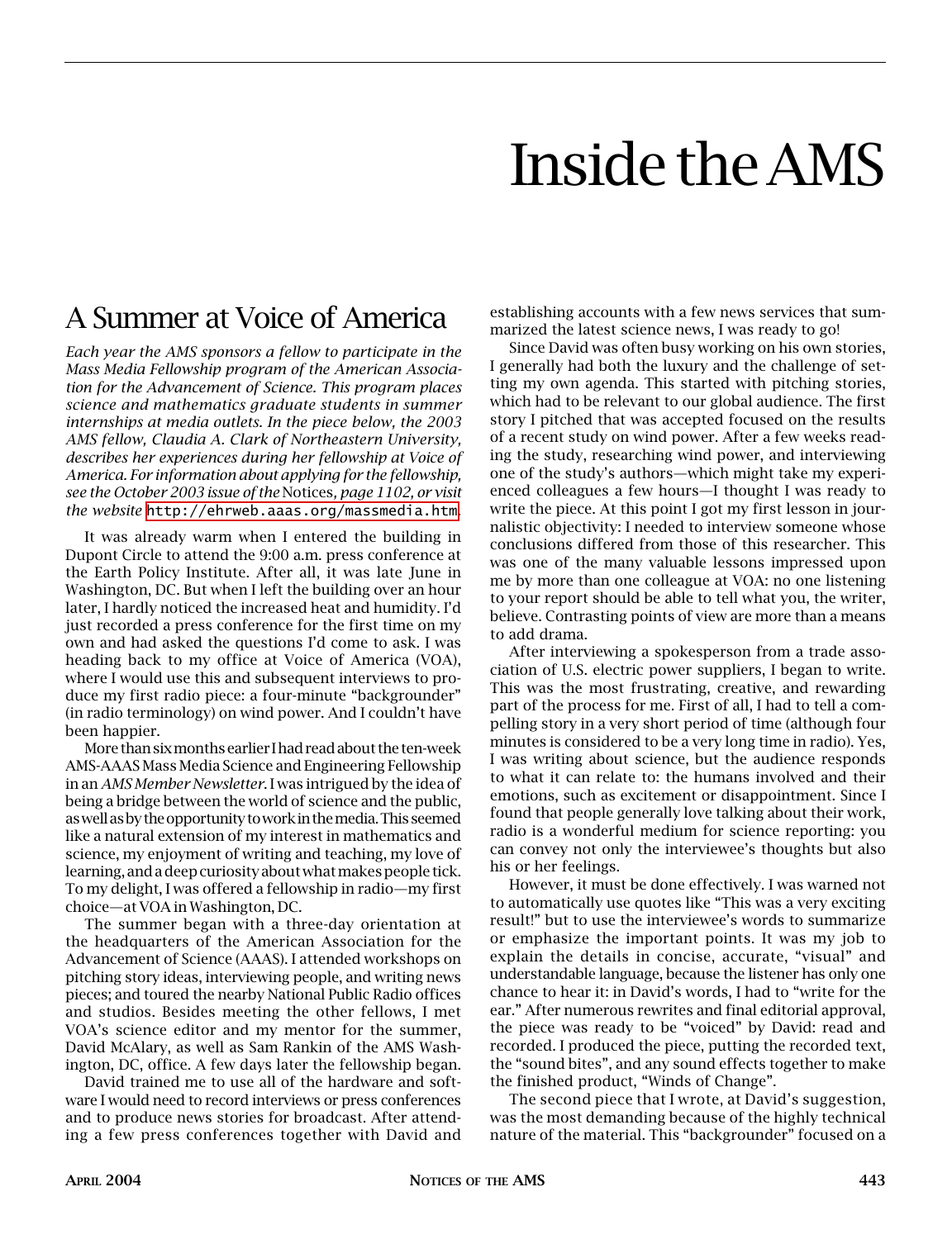# Inside the AMS

## A Summer at Voice of America

*Each year the AMS sponsors a fellow to participate in the Mass Media Fellowship program of the American Association for the Advancement of Science. This program places science and mathematics graduate students in summer internships at media outlets. In the piece below, the 2003 AMS fellow, Claudia A. Clark of Northeastern University, describes her experiences during her fellowship at Voice of America. For information about applying for the fellowship, see the October 2003 issue of the* Notices*, page 1102, or visit the website* http://ehrweb.aaas.org/massmedia.htm.

It was already warm when I entered the building in Dupont Circle to attend the 9:00 a.m. press conference at the Earth Policy Institute. After all, it was late June in Washington, DC. But when I left the building over an hour later, I hardly noticed the increased heat and humidity. I'd just recorded a press conference for the first time on my own and had asked the questions I'd come to ask. I was heading back to my office at Voice of America (VOA), where I would use this and subsequent interviews to produce my first radio piece: a four-minute "backgrounder" (in radio terminology) on wind power. And I couldn't have been happier.

More than six months earlier I had read about the ten-week AMS-AAAS Mass Media Science and Engineering Fellowship in an *AMS Member Newsletter*. I was intrigued by the idea of being a bridge between the world of science and the public, as well as by the opportunity to work in the media. This seemed like a natural extension of my interest in mathematics and science, my enjoyment of writing and teaching, my love of learning, and a deep curiosity about what makes people tick. To my delight, I was offered a fellowship in radio—my first choice—at VOA in Washington, DC.

The summer began with a three-day orientation at the headquarters of the American Association for the Advancement of Science (AAAS). I attended workshops on pitching story ideas, interviewing people, and writing news pieces; and toured the nearby National Public Radio offices and studios. Besides meeting the other fellows, I met VOA's science editor and my mentor for the summer, David McAlary, as well as Sam Rankin of the AMS Washington, DC, office. A few days later the fellowship began.

David trained me to use all of the hardware and software I would need to record interviews or press conferences and to produce news stories for broadcast. After attending a few press conferences together with David and establishing accounts with a few news services that summarized the latest science news, I was ready to go!

Since David was often busy working on his own stories, I generally had both the luxury and the challenge of setting my own agenda. This started with pitching stories, which had to be relevant to our global audience. The first story I pitched that was accepted focused on the results of a recent study on wind power. After a few weeks reading the study, researching wind power, and interviewing one of the study's authors—which might take my experienced colleagues a few hours—I thought I was ready to write the piece. At this point I got my first lesson in journalistic objectivity: I needed to interview someone whose conclusions differed from those of this researcher. This was one of the many valuable lessons impressed upon me by more than one colleague at VOA: no one listening to your report should be able to tell what you, the writer, believe. Contrasting points of view are more than a means to add drama.

After interviewing a spokesperson from a trade association of U.S. electric power suppliers, I began to write. This was the most frustrating, creative, and rewarding part of the process for me. First of all, I had to tell a compelling story in a very short period of time (although four minutes is considered to be a very long time in radio). Yes, I was writing about science, but the audience responds to what it can relate to: the humans involved and their emotions, such as excitement or disappointment. Since I found that people generally love talking about their work, radio is a wonderful medium for science reporting: you can convey not only the interviewee's thoughts but also his or her feelings.

However, it must be done effectively. I was warned not to automatically use quotes like "This was a very exciting result!" but to use the interviewee's words to summarize or emphasize the important points. It was my job to explain the details in concise, accurate, "visual" and understandable language, because the listener has only one chance to hear it: in David's words, I had to "write for the ear." After numerous rewrites and final editorial approval, the piece was ready to be "voiced" by David: read and recorded. I produced the piece, putting the recorded text, the "sound bites", and any sound effects together to make the finished product, "Winds of Change".

The second piece that I wrote, at David's suggestion, was the most demanding because of the highly technical nature of the material. This "backgrounder" focused on a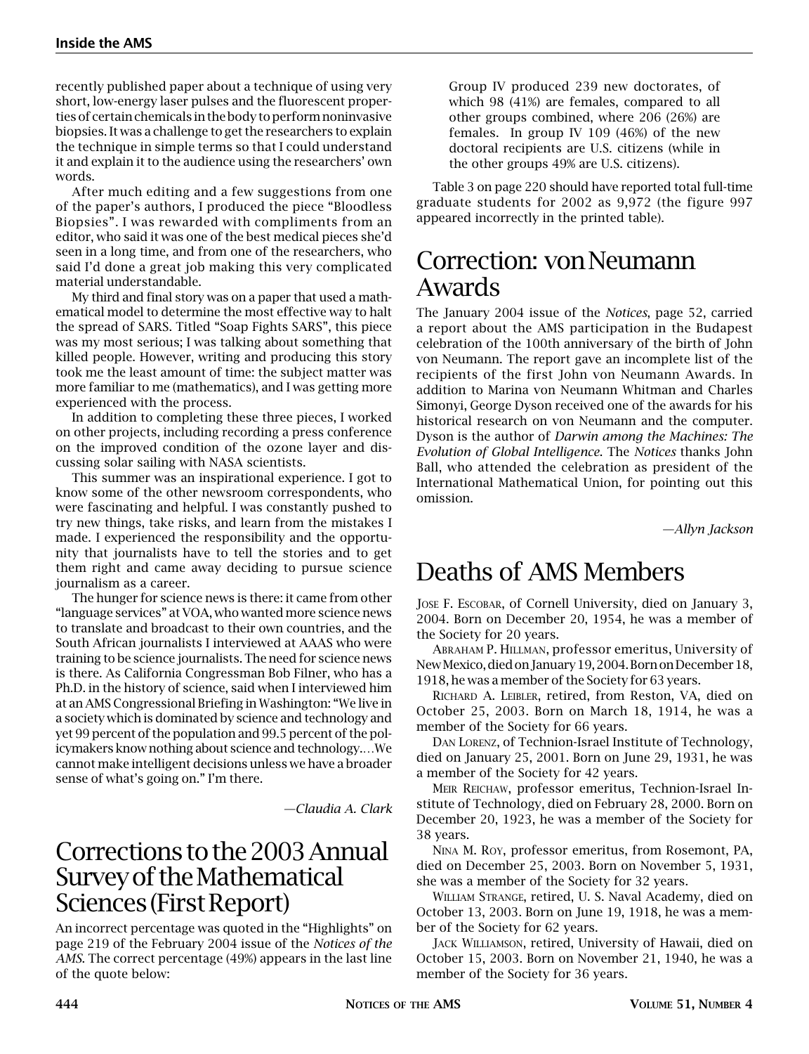recently published paper about a technique of using very short, low-energy laser pulses and the fluorescent properties of certain chemicals in the body to perform noninvasive biopsies. It was a challenge to get the researchers to explain the technique in simple terms so that I could understand it and explain it to the audience using the researchers' own words.

After much editing and a few suggestions from one of the paper's authors, I produced the piece "Bloodless Biopsies". I was rewarded with compliments from an editor, who said it was one of the best medical pieces she'd seen in a long time, and from one of the researchers, who said I'd done a great job making this very complicated material understandable.

My third and final story was on a paper that used a mathematical model to determine the most effective way to halt the spread of SARS. Titled "Soap Fights SARS", this piece was my most serious; I was talking about something that killed people. However, writing and producing this story took me the least amount of time: the subject matter was more familiar to me (mathematics), and I was getting more experienced with the process.

In addition to completing these three pieces, I worked on other projects, including recording a press conference on the improved condition of the ozone layer and discussing solar sailing with NASA scientists.

This summer was an inspirational experience. I got to know some of the other newsroom correspondents, who were fascinating and helpful. I was constantly pushed to try new things, take risks, and learn from the mistakes I made. I experienced the responsibility and the opportunity that journalists have to tell the stories and to get them right and came away deciding to pursue science journalism as a career.

The hunger for science news is there: it came from other "language services" at VOA, who wanted more science news to translate and broadcast to their own countries, and the South African journalists I interviewed at AAAS who were training to be science journalists. The need for science news is there. As California Congressman Bob Filner, who has a Ph.D. in the history of science, said when I interviewed him at an AMS Congressional Briefing in Washington: "We live in a society which is dominated by science and technology and yet 99 percent of the population and 99.5 percent of the policymakers know nothing about science and technology.…We cannot make intelligent decisions unless we have a broader sense of what's going on." I'm there.

*—Claudia A. Clark*

# Corrections to the 2003 Annual Survey of the Mathematical Sciences (First Report)

An incorrect percentage was quoted in the "Highlights" on page 219 of the February 2004 issue of the *Notices of the AMS*. The correct percentage (49%) appears in the last line of the quote below:

> Group IV produced 239 new doctorates, of which 98 (41%) are females, compared to all other groups combined, where 206 (26%) are females. In group IV 109 (46%) of the new doctoral recipients are U.S. citizens (while in the other groups 49% are U.S. citizens).

Table 3 on page 220 should have reported total full-time graduate students for 2002 as 9,972 (the figure 997 appeared incorrectly in the printed table).

# Correction: von Neumann Awards

The January 2004 issue of the *Notices*, page 52, carried a report about the AMS participation in the Budapest celebration of the 100th anniversary of the birth of John von Neumann. The report gave an incomplete list of the recipients of the first John von Neumann Awards. In addition to Marina von Neumann Whitman and Charles Simonyi, George Dyson received one of the awards for his historical research on von Neumann and the computer. Dyson is the author of ***Darwin among the Machines: The Evolution of Global Intelligence***. The *Notices* thanks John Ball, who attended the celebration as president of the International Mathematical Union, for pointing out this omission.

*—Allyn Jackson*

# Deaths of AMS Members

Jose F. Escobar, of Cornell University, died on January 3, 2004. Born on December 20, 1954, he was a member of the Society for 20 years.

Abraham P. Hillman, professor emeritus, University of New Mexico, died on January 19, 2004. Born on December 18, 1918, he was a member of the Society for 63 years.

Richard A. Leibler, retired, from Reston, VA, died on October 25, 2003. Born on March 18, 1914, he was a member of the Society for 66 years.

Dan Lorenz, of Technion-Israel Institute of Technology, died on January 25, 2001. Born on June 29, 1931, he was a member of the Society for 42 years.

Meir Reichaw, professor emeritus, Technion-Israel Institute of Technology, died on February 28, 2000. Born on December 20, 1923, he was a member of the Society for 38 years.

Nina M. Roy, professor emeritus, from Rosemont, PA, died on December 25, 2003. Born on November 5, 1931, she was a member of the Society for 32 years.

William Strange, retired, U. S. Naval Academy, died on October 13, 2003. Born on June 19, 1918, he was a member of the Society for 62 years.

Jack Williamson, retired, University of Hawaii, died on October 15, 2003. Born on November 21, 1940, he was a member of the Society for 36 years.